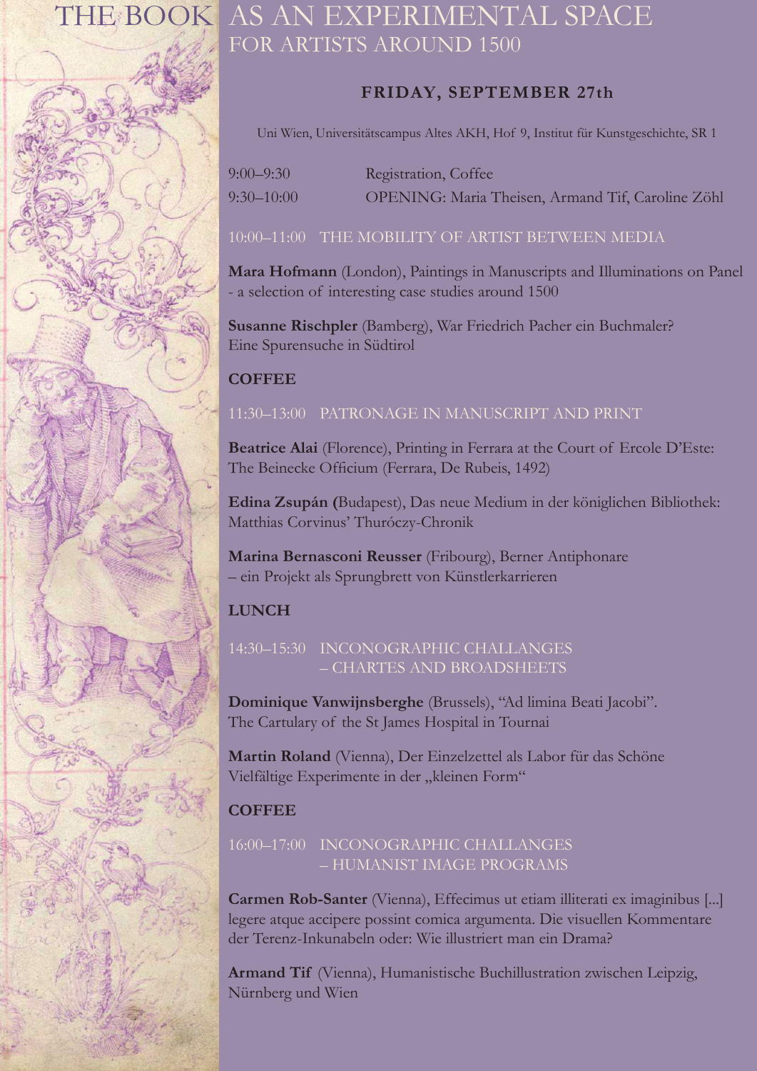# THE BOOK AS AN EXPERIMENTAL SPACE FOR ARTISTS AROUND 1500

## FRIDAY, SEPTEMBER 27th

Uni Wien, Universitätscampus Altes AKH, Hof 9, Institut für Kunstgeschichte, SR 1

| | |
|---|---|
| 9:00–9:30 | Registration, Coffee |
| 9:30–10:00 | OPENING: Maria Theisen, Armand Tif, Caroline Zöhl |

### 10:00–11:00 THE MOBILITY OF ARTIST BETWEEN MEDIA

**Mara Hofmann** (London), Paintings in Manuscripts and Illuminations on Panel - a selection of interesting case studies around 1500

**Susanne Rischpler** (Bamberg), War Friedrich Pacher ein Buchmaler? Eine Spurensuche in Südtirol

**COFFEE**

### 11:30–13:00 PATRONAGE IN MANUSCRIPT AND PRINT

**Beatrice Alai** (Florence), Printing in Ferrara at the Court of Ercole D'Este: The Beinecke Officium (Ferrara, De Rubeis, 1492)

**Edina Zsupán (**Budapest), Das neue Medium in der königlichen Bibliothek: Matthias Corvinus' Thuróczy-Chronik

**Marina Bernasconi Reusser** (Fribourg), Berner Antiphonare – ein Projekt als Sprungbrett von Künstlerkarrieren

**LUNCH**

### 14:30–15:30 INCONOGRAPHIC CHALLANGES – CHARTES AND BROADSHEETS

**Dominique Vanwijnsberghe** (Brussels), "Ad limina Beati Jacobi". The Cartulary of the St James Hospital in Tournai

**Martin Roland** (Vienna), Der Einzelzettel als Labor für das Schöne Vielfältige Experimente in der „kleinen Form"

**COFFEE**

### 16:00–17:00 INCONOGRAPHIC CHALLANGES – HUMANIST IMAGE PROGRAMS

**Carmen Rob-Santer** (Vienna), Effecimus ut etiam illiterati ex imaginibus [...] legere atque accipere possint comica argumenta. Die visuellen Kommentare der Terenz-Inkunabeln oder: Wie illustriert man ein Drama?

**Armand Tif** (Vienna), Humanistische Buchillustration zwischen Leipzig, Nürnberg und Wien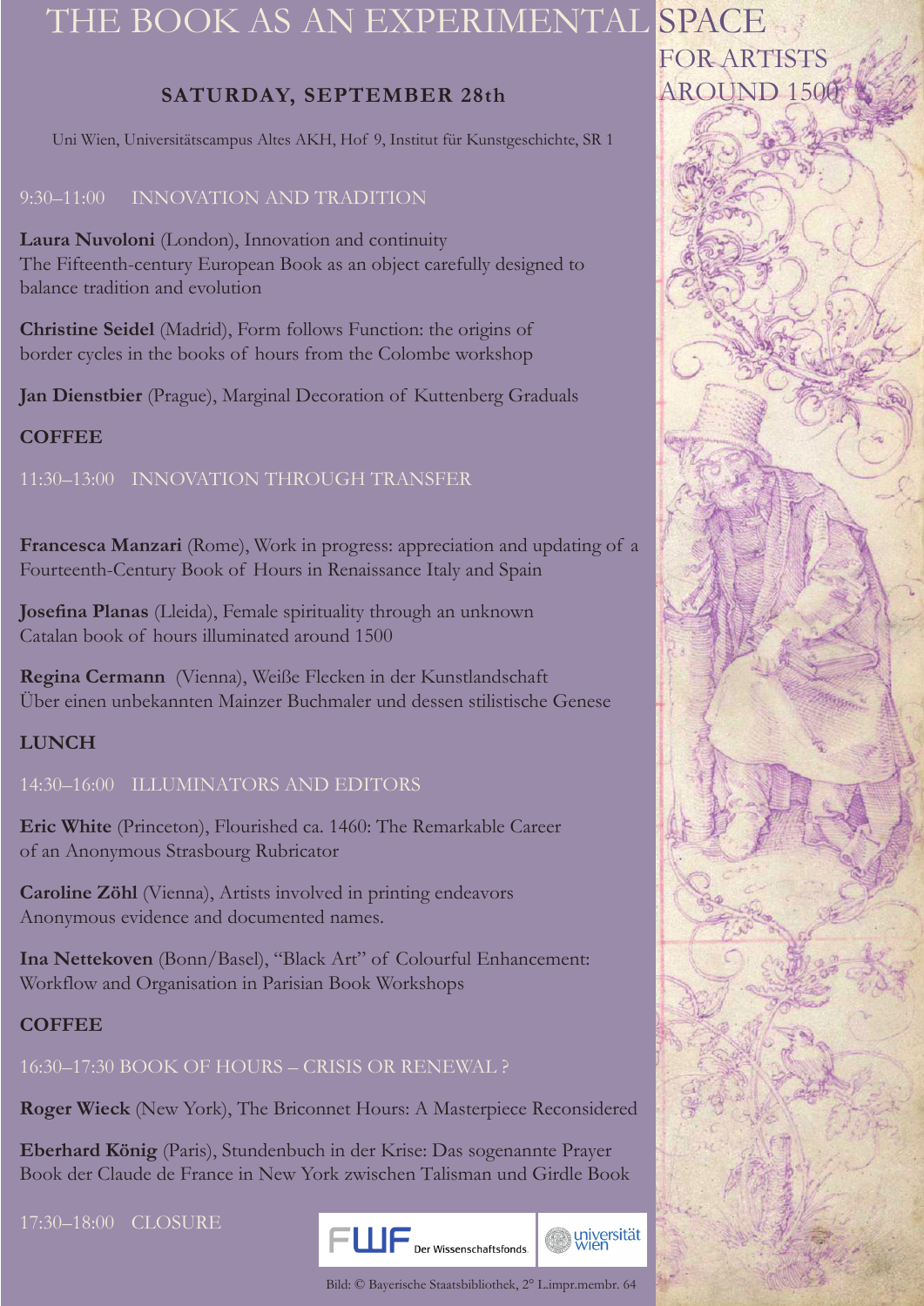# THE BOOK AS AN EXPERIMENTAL SPACE FOR ARTISTS AROUND 1500

## SATURDAY, SEPTEMBER 28th

Uni Wien, Universitätscampus Altes AKH, Hof 9, Institut für Kunstgeschichte, SR 1

### 9:30–11:00 INNOVATION AND TRADITION

**Laura Nuvoloni** (London), Innovation and continuity
The Fifteenth-century European Book as an object carefully designed to balance tradition and evolution

**Christine Seidel** (Madrid), Form follows Function: the origins of border cycles in the books of hours from the Colombe workshop

**Jan Dienstbier** (Prague), Marginal Decoration of Kuttenberg Graduals

**COFFEE**

### 11:30–13:00 INNOVATION THROUGH TRANSFER

**Francesca Manzari** (Rome), Work in progress: appreciation and updating of a Fourteenth-Century Book of Hours in Renaissance Italy and Spain

**Josefina Planas** (Lleida), Female spirituality through an unknown Catalan book of hours illuminated around 1500

**Regina Cermann** (Vienna), Weiße Flecken in der Kunstlandschaft
Über einen unbekannten Mainzer Buchmaler und dessen stilistische Genese

**LUNCH**

### 14:30–16:00 ILLUMINATORS AND EDITORS

**Eric White** (Princeton), Flourished ca. 1460: The Remarkable Career of an Anonymous Strasbourg Rubricator

**Caroline Zöhl** (Vienna), Artists involved in printing endeavors
Anonymous evidence and documented names.

**Ina Nettekoven** (Bonn/Basel), "Black Art" of Colourful Enhancement: Workflow and Organisation in Parisian Book Workshops

**COFFEE**

### 16:30–17:30 BOOK OF HOURS – CRISIS OR RENEWAL ?

**Roger Wieck** (New York), The Briconnet Hours: A Masterpiece Reconsidered

**Eberhard König** (Paris), Stundenbuch in der Krise: Das sogenannte Prayer Book der Claude de France in New York zwischen Talisman und Girdle Book

### 17:30–18:00 CLOSURE

FWF Der Wissenschaftsfonds.

universität wien

Bild: © Bayerische Staatsbibliothek, 2° L.impr.membr. 64